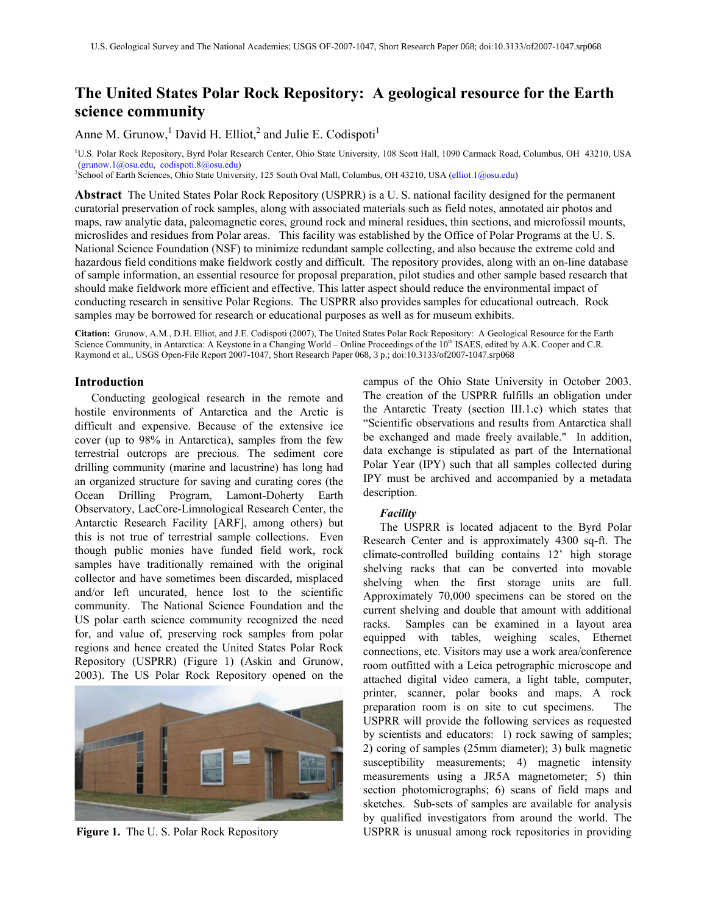# The United States Polar Rock Repository: A geological resource for the Earth science community

Anne M. Grunow,[1] David H. Elliot,[2] and Julie E. Codispoti[1]

[1]U.S. Polar Rock Repository, Byrd Polar Research Center, Ohio State University, 108 Scott Hall, 1090 Carmack Road, Columbus, OH 43210, USA (grunow.1@osu.edu, codispoti.8@osu.edu)
[2]School of Earth Sciences, Ohio State University, 125 South Oval Mall, Columbus, OH 43210, USA (elliot.1@osu.edu)

**Abstract** The United States Polar Rock Repository (USPRR) is a U. S. national facility designed for the permanent curatorial preservation of rock samples, along with associated materials such as field notes, annotated air photos and maps, raw analytic data, paleomagnetic cores, ground rock and mineral residues, thin sections, and microfossil mounts, microslides and residues from Polar areas. This facility was established by the Office of Polar Programs at the U. S. National Science Foundation (NSF) to minimize redundant sample collecting, and also because the extreme cold and hazardous field conditions make fieldwork costly and difficult. The repository provides, along with an on-line database of sample information, an essential resource for proposal preparation, pilot studies and other sample based research that should make fieldwork more efficient and effective. This latter aspect should reduce the environmental impact of conducting research in sensitive Polar Regions. The USPRR also provides samples for educational outreach. Rock samples may be borrowed for research or educational purposes as well as for museum exhibits.

**Citation:** Grunow, A.M., D.H. Elliot, and J.E. Codispoti (2007), The United States Polar Rock Repository: A Geological Resource for the Earth Science Community, in Antarctica: A Keystone in a Changing World – Online Proceedings of the 10th ISAES, edited by A.K. Cooper and C.R. Raymond et al., USGS Open-File Report 2007-1047, Short Research Paper 068, 3 p.; doi:10.3133/of2007-1047.srp068

## Introduction

Conducting geological research in the remote and hostile environments of Antarctica and the Arctic is difficult and expensive. Because of the extensive ice cover (up to 98% in Antarctica), samples from the few terrestrial outcrops are precious. The sediment core drilling community (marine and lacustrine) has long had an organized structure for saving and curating cores (the Ocean Drilling Program, Lamont-Doherty Earth Observatory, LacCore-Limnological Research Center, the Antarctic Research Facility [ARF], among others) but this is not true of terrestrial sample collections. Even though public monies have funded field work, rock samples have traditionally remained with the original collector and have sometimes been discarded, misplaced and/or left uncurated, hence lost to the scientific community. The National Science Foundation and the US polar earth science community recognized the need for, and value of, preserving rock samples from polar regions and hence created the United States Polar Rock Repository (USPRR) (Figure 1) (Askin and Grunow, 2003). The US Polar Rock Repository opened on the campus of the Ohio State University in October 2003. The creation of the USPRR fulfills an obligation under the Antarctic Treaty (section III.1.c) which states that "Scientific observations and results from Antarctica shall be exchanged and made freely available." In addition, data exchange is stipulated as part of the International Polar Year (IPY) such that all samples collected during IPY must be archived and accompanied by a metadata description.

**Figure 1.** The U. S. Polar Rock Repository

### *Facility*

The USPRR is located adjacent to the Byrd Polar Research Center and is approximately 4300 sq-ft. The climate-controlled building contains 12' high storage shelving racks that can be converted into movable shelving when the first storage units are full. Approximately 70,000 specimens can be stored on the current shelving and double that amount with additional racks. Samples can be examined in a layout area equipped with tables, weighing scales, Ethernet connections, etc. Visitors may use a work area/conference room outfitted with a Leica petrographic microscope and attached digital video camera, a light table, computer, printer, scanner, polar books and maps. A rock preparation room is on site to cut specimens. The USPRR will provide the following services as requested by scientists and educators: 1) rock sawing of samples; 2) coring of samples (25mm diameter); 3) bulk magnetic susceptibility measurements; 4) magnetic intensity measurements using a JR5A magnetometer; 5) thin section photomicrographs; 6) scans of field maps and sketches. Sub-sets of samples are available for analysis by qualified investigators from around the world. The USPRR is unusual among rock repositories in providing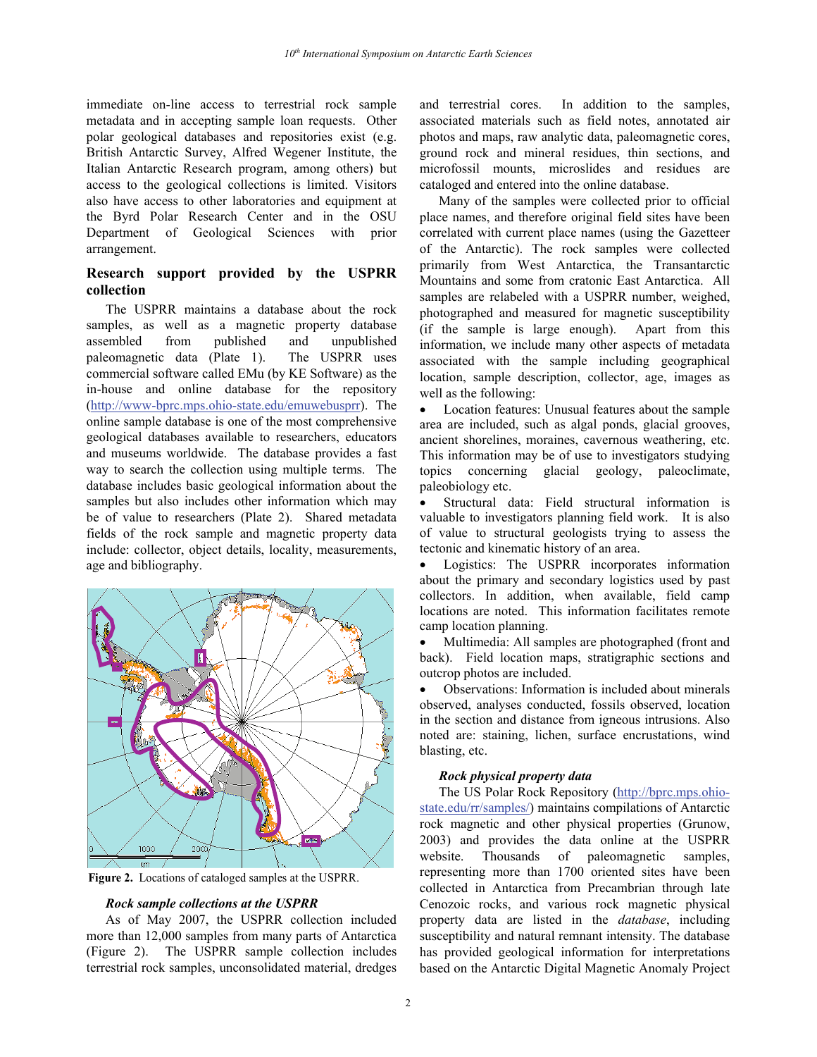immediate on-line access to terrestrial rock sample metadata and in accepting sample loan requests. Other polar geological databases and repositories exist (e.g. British Antarctic Survey, Alfred Wegener Institute, the Italian Antarctic Research program, among others) but access to the geological collections is limited. Visitors also have access to other laboratories and equipment at the Byrd Polar Research Center and in the OSU Department of Geological Sciences with prior arrangement.

## Research support provided by the USPRR collection

The USPRR maintains a database about the rock samples, as well as a magnetic property database assembled from published and unpublished paleomagnetic data (Plate 1). The USPRR uses commercial software called EMu (by KE Software) as the in-house and online database for the repository (http://www-bprc.mps.ohio-state.edu/emuwebusprr). The online sample database is one of the most comprehensive geological databases available to researchers, educators and museums worldwide. The database provides a fast way to search the collection using multiple terms. The database includes basic geological information about the samples but also includes other information which may be of value to researchers (Plate 2). Shared metadata fields of the rock sample and magnetic property data include: collector, object details, locality, measurements, age and bibliography.

**Figure 2.** Locations of cataloged samples at the USPRR.

### *Rock sample collections at the USPRR*

As of May 2007, the USPRR collection included more than 12,000 samples from many parts of Antarctica (Figure 2). The USPRR sample collection includes terrestrial rock samples, unconsolidated material, dredges and terrestrial cores. In addition to the samples, associated materials such as field notes, annotated air photos and maps, raw analytic data, paleomagnetic cores, ground rock and mineral residues, thin sections, and microfossil mounts, microslides and residues are cataloged and entered into the online database.

Many of the samples were collected prior to official place names, and therefore original field sites have been correlated with current place names (using the Gazetteer of the Antarctic). The rock samples were collected primarily from West Antarctica, the Transantarctic Mountains and some from cratonic East Antarctica. All samples are relabeled with a USPRR number, weighed, photographed and measured for magnetic susceptibility (if the sample is large enough). Apart from this information, we include many other aspects of metadata associated with the sample including geographical location, sample description, collector, age, images as well as the following:

- Location features: Unusual features about the sample area are included, such as algal ponds, glacial grooves, ancient shorelines, moraines, cavernous weathering, etc. This information may be of use to investigators studying topics concerning glacial geology, paleoclimate, paleobiology etc.
- Structural data: Field structural information is valuable to investigators planning field work. It is also of value to structural geologists trying to assess the tectonic and kinematic history of an area.
- Logistics: The USPRR incorporates information about the primary and secondary logistics used by past collectors. In addition, when available, field camp locations are noted. This information facilitates remote camp location planning.
- Multimedia: All samples are photographed (front and back). Field location maps, stratigraphic sections and outcrop photos are included.
- Observations: Information is included about minerals observed, analyses conducted, fossils observed, location in the section and distance from igneous intrusions. Also noted are: staining, lichen, surface encrustations, wind blasting, etc.

### *Rock physical property data*

The US Polar Rock Repository (http://bprc.mps.ohio-state.edu/rr/samples/) maintains compilations of Antarctic rock magnetic and other physical properties (Grunow, 2003) and provides the data online at the USPRR website. Thousands of paleomagnetic samples, representing more than 1700 oriented sites have been collected in Antarctica from Precambrian through late Cenozoic rocks, and various rock magnetic physical property data are listed in the *database*, including susceptibility and natural remnant intensity. The database has provided geological information for interpretations based on the Antarctic Digital Magnetic Anomaly Project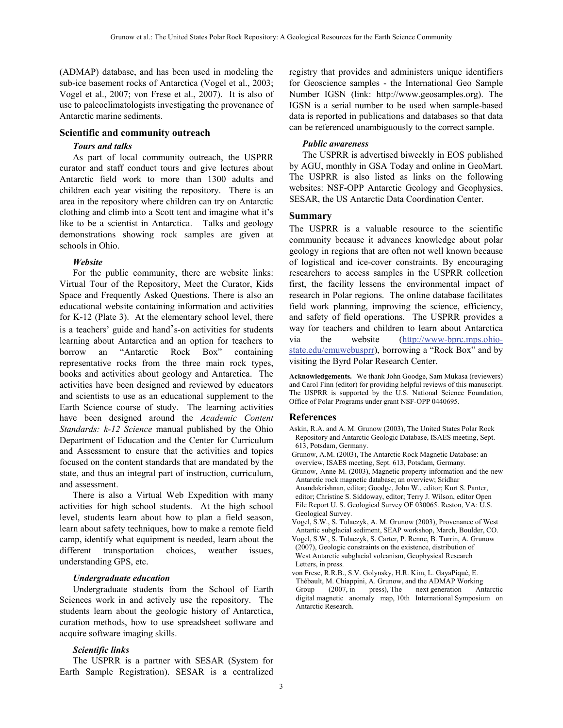(ADMAP) database, and has been used in modeling the sub-ice basement rocks of Antarctica (Vogel et al., 2003; Vogel et al., 2007; von Frese et al., 2007). It is also of use to paleoclimatologists investigating the provenance of Antarctic marine sediments.

## Scientific and community outreach

### *Tours and talks*

As part of local community outreach, the USPRR curator and staff conduct tours and give lectures about Antarctic field work to more than 1300 adults and children each year visiting the repository. There is an area in the repository where children can try on Antarctic clothing and climb into a Scott tent and imagine what it's like to be a scientist in Antarctica. Talks and geology demonstrations showing rock samples are given at schools in Ohio.

### *Website*

For the public community, there are website links: Virtual Tour of the Repository, Meet the Curator, Kids Space and Frequently Asked Questions. There is also an educational website containing information and activities for K-12 (Plate 3). At the elementary school level, there is a teachers' guide and hand's-on activities for students learning about Antarctica and an option for teachers to borrow an "Antarctic Rock Box" containing representative rocks from the three main rock types, books and activities about geology and Antarctica. The activities have been designed and reviewed by educators and scientists to use as an educational supplement to the Earth Science course of study. The learning activities have been designed around the *Academic Content Standards: k-12 Science* manual published by the Ohio Department of Education and the Center for Curriculum and Assessment to ensure that the activities and topics focused on the content standards that are mandated by the state, and thus an integral part of instruction, curriculum, and assessment.

There is also a Virtual Web Expedition with many activities for high school students. At the high school level, students learn about how to plan a field season, learn about safety techniques, how to make a remote field camp, identify what equipment is needed, learn about the different transportation choices, weather issues, understanding GPS, etc.

### *Undergraduate education*

Undergraduate students from the School of Earth Sciences work in and actively use the repository. The students learn about the geologic history of Antarctica, curation methods, how to use spreadsheet software and acquire software imaging skills.

### *Scientific links*

The USPRR is a partner with SESAR (System for Earth Sample Registration). SESAR is a centralized registry that provides and administers unique identifiers for Geoscience samples - the International Geo Sample Number IGSN (link: http://www.geosamples.org). The IGSN is a serial number to be used when sample-based data is reported in publications and databases so that data can be referenced unambiguously to the correct sample.

### *Public awareness*

The USPRR is advertised biweekly in EOS published by AGU, monthly in GSA Today and online in GeoMart. The USPRR is also listed as links on the following websites: NSF-OPP Antarctic Geology and Geophysics, SESAR, the US Antarctic Data Coordination Center.

## Summary

The USPRR is a valuable resource to the scientific community because it advances knowledge about polar geology in regions that are often not well known because of logistical and ice-cover constraints. By encouraging researchers to access samples in the USPRR collection first, the facility lessens the environmental impact of research in Polar regions. The online database facilitates field work planning, improving the science, efficiency, and safety of field operations. The USPRR provides a way for teachers and children to learn about Antarctica via the website (http://www-bprc.mps.ohio-state.edu/emuwebusprr), borrowing a "Rock Box" and by visiting the Byrd Polar Research Center.

**Acknowledgements.** We thank John Goodge, Sam Mukasa (reviewers) and Carol Finn (editor) for providing helpful reviews of this manuscript. The USPRR is supported by the U.S. National Science Foundation, Office of Polar Programs under grant NSF-OPP 0440695.

## References

Askin, R.A. and A. M. Grunow (2003), The United States Polar Rock Repository and Antarctic Geologic Database, ISAES meeting, Sept. 613, Potsdam, Germany.

Grunow, A.M. (2003), The Antarctic Rock Magnetic Database: an overview, ISAES meeting, Sept. 613, Potsdam, Germany.

Grunow, Anne M. (2003), Magnetic property information and the new Antarctic rock magnetic database; an overview; Sridhar Anandakrishnan, editor; Goodge, John W., editor; Kurt S. Panter, editor; Christine S. Siddoway, editor; Terry J. Wilson, editor Open File Report U. S. Geological Survey OF 030065. Reston, VA: U.S. Geological Survey.

Vogel, S.W., S. Tulaczyk, A. M. Grunow (2003), Provenance of West Antartic subglacial sediment, SEAP workshop, March, Boulder, CO.

Vogel, S.W., S. Tulaczyk, S. Carter, P. Renne, B. Turrin, A. Grunow (2007), Geologic constraints on the existence, distribution of West Antarctic subglacial volcanism, Geophysical Research Letters, in press.

von Frese, R.R.B., S.V. Golynsky, H.R. Kim, L. GayaPiqué, E. Thébault, M. Chiappini, A. Grunow, and the ADMAP Working Group (2007, in press), The next generation Antarctic digital magnetic anomaly map, 10th International Symposium on Antarctic Research.